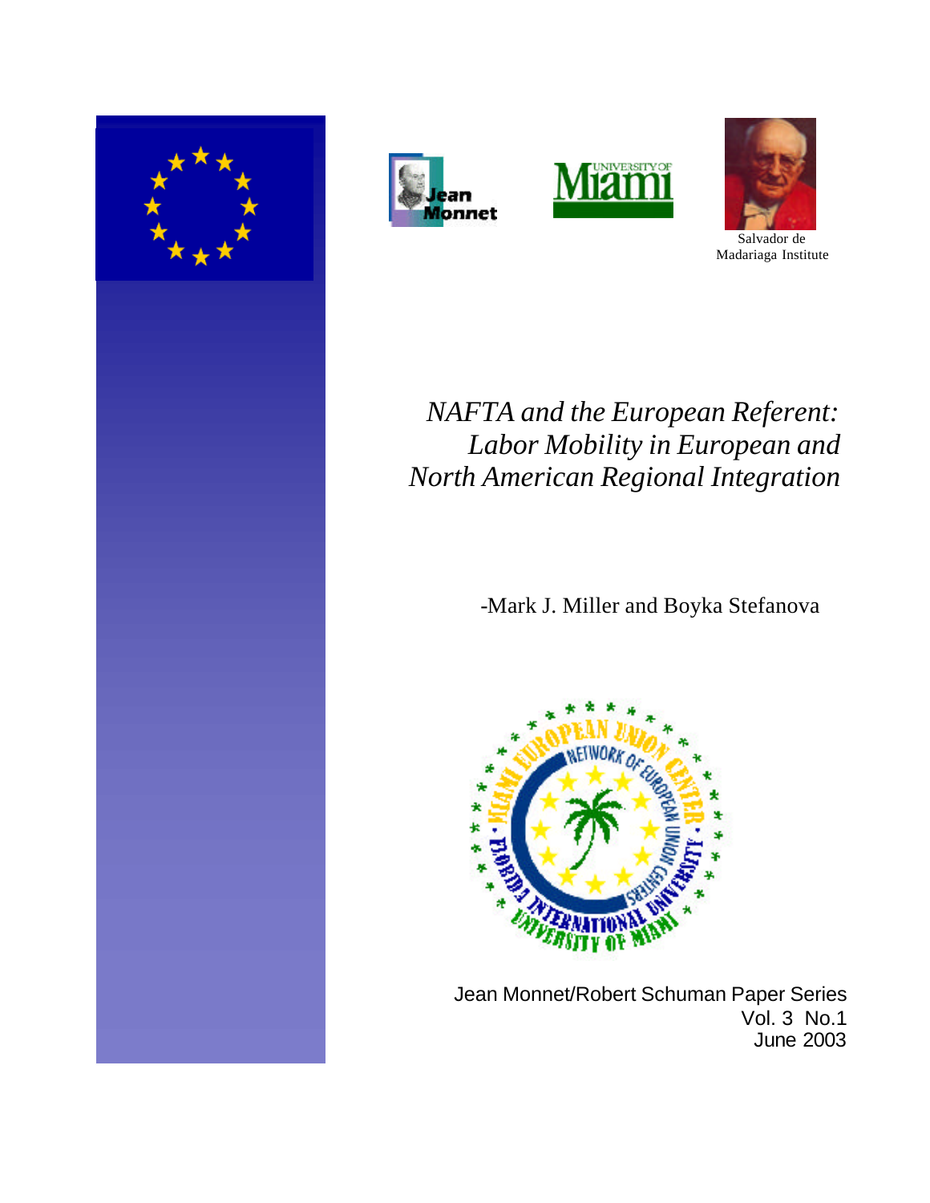Salvador de Madariaga Institute

# *NAFTA and the European Referent: Labor Mobility in European and North American Regional Integration*

-Mark J. Miller and Boyka Stefanova

Jean Monnet/Robert Schuman Paper Series
Vol. 3 No.1
June 2003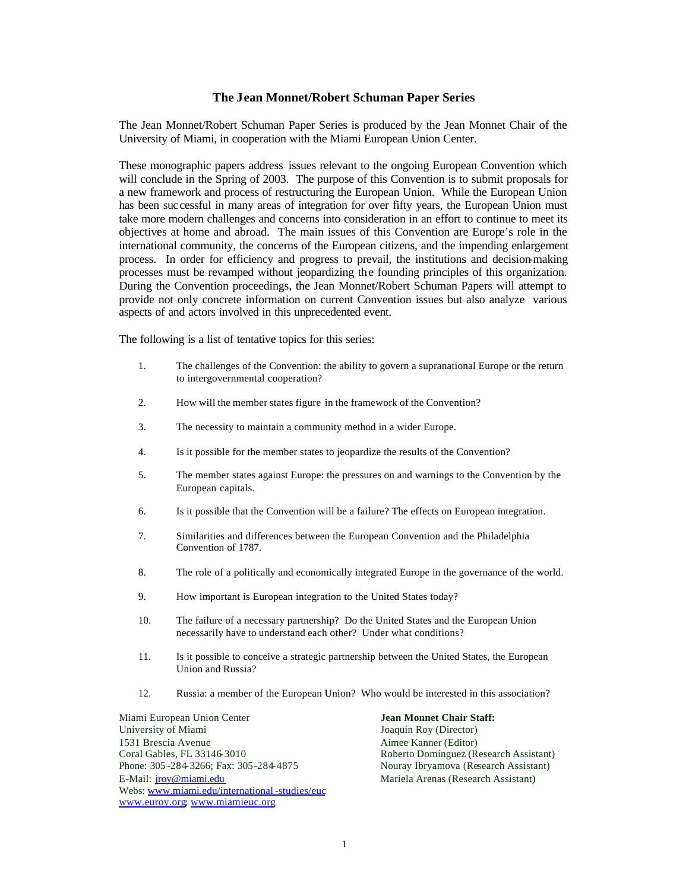# The Jean Monnet/Robert Schuman Paper Series

The Jean Monnet/Robert Schuman Paper Series is produced by the Jean Monnet Chair of the University of Miami, in cooperation with the Miami European Union Center.

These monographic papers address issues relevant to the ongoing European Convention which will conclude in the Spring of 2003. The purpose of this Convention is to submit proposals for a new framework and process of restructuring the European Union. While the European Union has been successful in many areas of integration for over fifty years, the European Union must take more modern challenges and concerns into consideration in an effort to continue to meet its objectives at home and abroad. The main issues of this Convention are Europe's role in the international community, the concerns of the European citizens, and the impending enlargement process. In order for efficiency and progress to prevail, the institutions and decision-making processes must be revamped without jeopardizing the founding principles of this organization. During the Convention proceedings, the Jean Monnet/Robert Schuman Papers will attempt to provide not only concrete information on current Convention issues but also analyze various aspects of and actors involved in this unprecedented event.

The following is a list of tentative topics for this series:

1. The challenges of the Convention: the ability to govern a supranational Europe or the return to intergovernmental cooperation?
2. How will the member states figure in the framework of the Convention?
3. The necessity to maintain a community method in a wider Europe.
4. Is it possible for the member states to jeopardize the results of the Convention?
5. The member states against Europe: the pressures on and warnings to the Convention by the European capitals.
6. Is it possible that the Convention will be a failure? The effects on European integration.
7. Similarities and differences between the European Convention and the Philadelphia Convention of 1787.
8. The role of a politically and economically integrated Europe in the governance of the world.
9. How important is European integration to the United States today?
10. The failure of a necessary partnership? Do the United States and the European Union necessarily have to understand each other? Under what conditions?
11. Is it possible to conceive a strategic partnership between the United States, the European Union and Russia?
12. Russia: a member of the European Union? Who would be interested in this association?

Miami European Union Center
University of Miami
1531 Brescia Avenue
Coral Gables, FL 33146-3010
Phone: 305-284-3266; Fax: 305-284-4875
E-Mail: jroy@miami.edu
Webs: www.miami.edu/international-studies/euc
www.euroy.org; www.miamieuc.org

**Jean Monnet Chair Staff:**
Joaquín Roy (Director)
Aimee Kanner (Editor)
Roberto Domínguez (Research Assistant)
Nouray Ibryamova (Research Assistant)
Mariela Arenas (Research Assistant)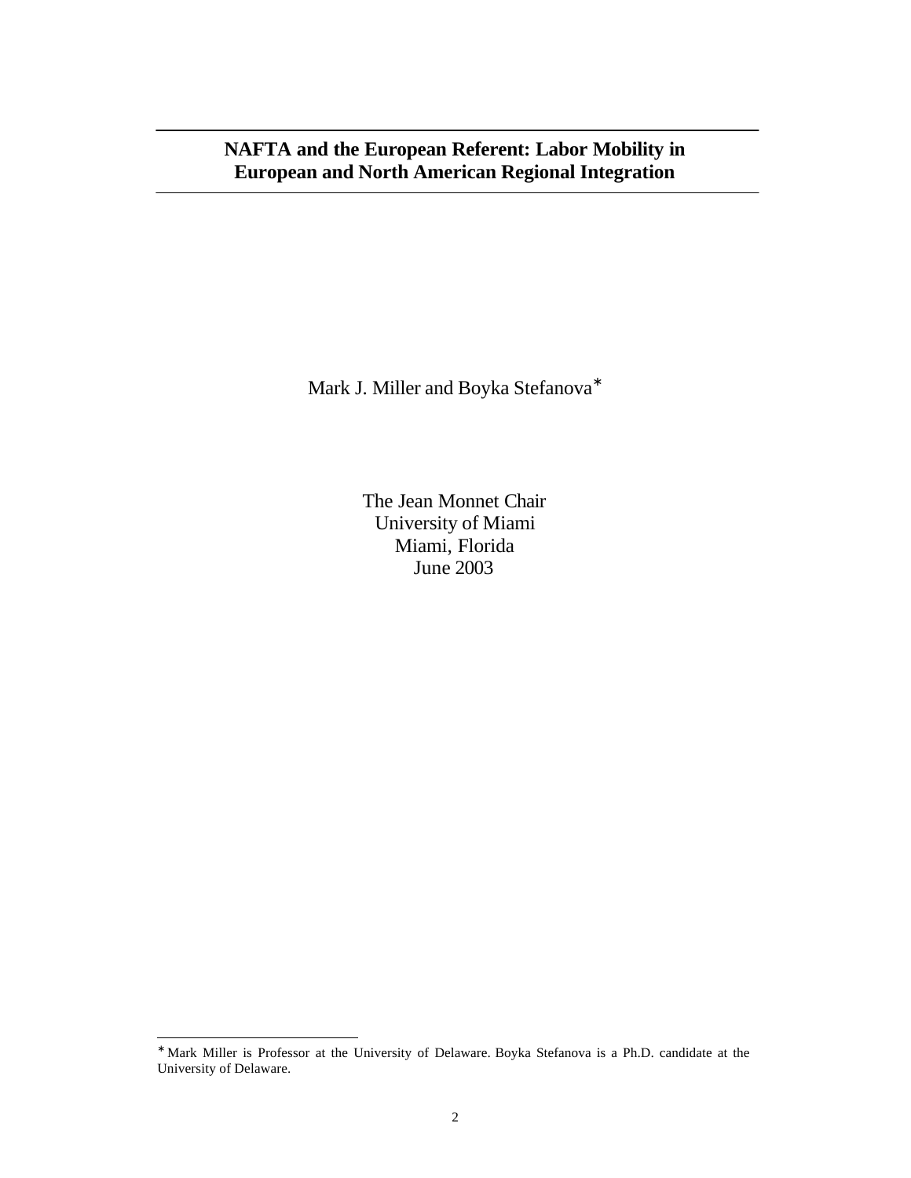# NAFTA and the European Referent: Labor Mobility in European and North American Regional Integration

Mark J. Miller and Boyka Stefanova*

The Jean Monnet Chair
University of Miami
Miami, Florida
June 2003

---

* Mark Miller is Professor at the University of Delaware. Boyka Stefanova is a Ph.D. candidate at the University of Delaware.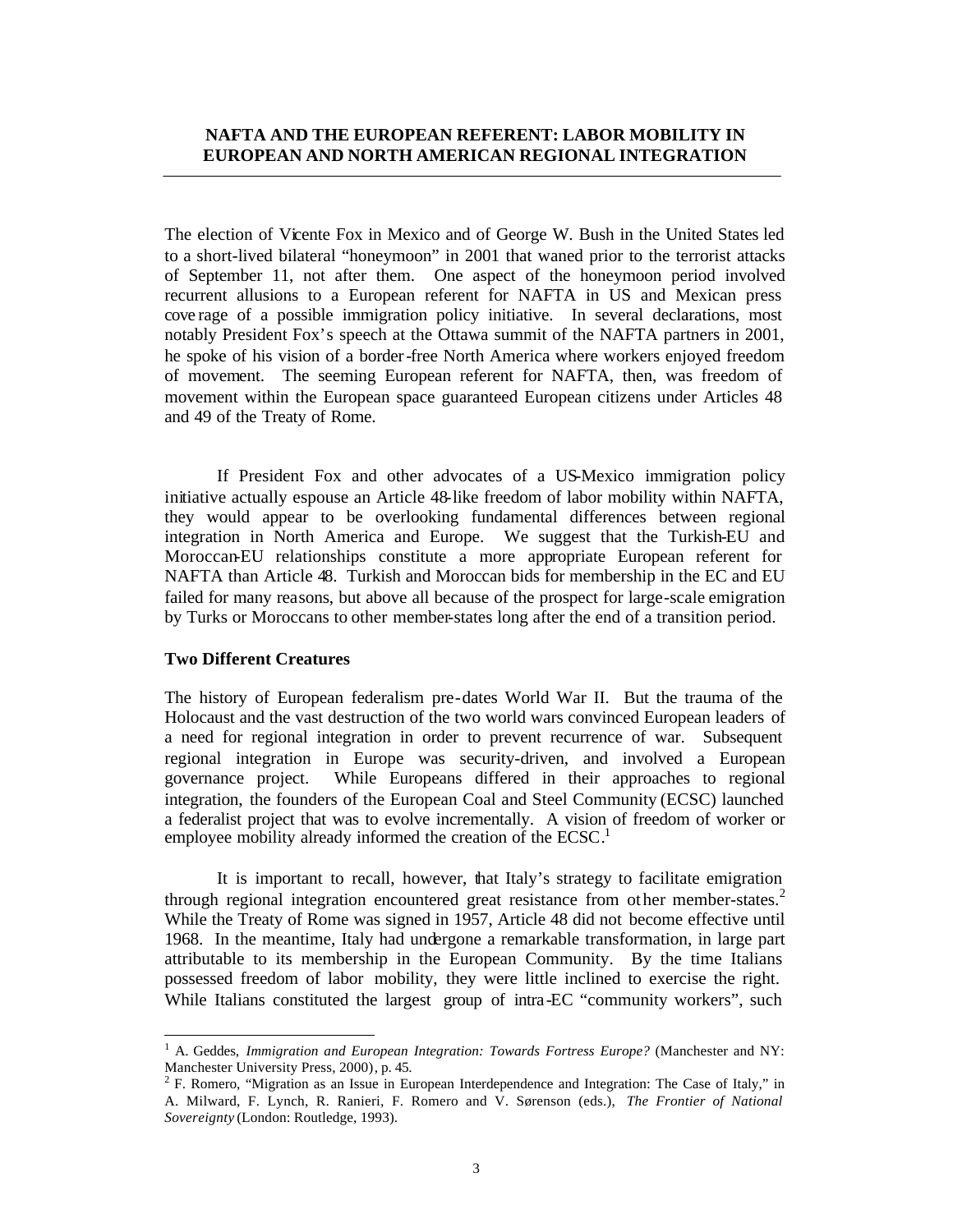**NAFTA AND THE EUROPEAN REFERENT: LABOR MOBILITY IN EUROPEAN AND NORTH AMERICAN REGIONAL INTEGRATION**

The election of Vicente Fox in Mexico and of George W. Bush in the United States led to a short-lived bilateral "honeymoon" in 2001 that waned prior to the terrorist attacks of September 11, not after them. One aspect of the honeymoon period involved recurrent allusions to a European referent for NAFTA in US and Mexican press coverage of a possible immigration policy initiative. In several declarations, most notably President Fox's speech at the Ottawa summit of the NAFTA partners in 2001, he spoke of his vision of a border-free North America where workers enjoyed freedom of movement. The seeming European referent for NAFTA, then, was freedom of movement within the European space guaranteed European citizens under Articles 48 and 49 of the Treaty of Rome.

If President Fox and other advocates of a US-Mexico immigration policy initiative actually espouse an Article 48-like freedom of labor mobility within NAFTA, they would appear to be overlooking fundamental differences between regional integration in North America and Europe. We suggest that the Turkish-EU and Moroccan-EU relationships constitute a more appropriate European referent for NAFTA than Article 48. Turkish and Moroccan bids for membership in the EC and EU failed for many reasons, but above all because of the prospect for large-scale emigration by Turks or Moroccans to other member-states long after the end of a transition period.

**Two Different Creatures**

The history of European federalism pre-dates World War II. But the trauma of the Holocaust and the vast destruction of the two world wars convinced European leaders of a need for regional integration in order to prevent recurrence of war. Subsequent regional integration in Europe was security-driven, and involved a European governance project. While Europeans differed in their approaches to regional integration, the founders of the European Coal and Steel Community (ECSC) launched a federalist project that was to evolve incrementally. A vision of freedom of worker or employee mobility already informed the creation of the ECSC.[1]

It is important to recall, however, that Italy's strategy to facilitate emigration through regional integration encountered great resistance from other member-states.[2] While the Treaty of Rome was signed in 1957, Article 48 did not become effective until 1968. In the meantime, Italy had undergone a remarkable transformation, in large part attributable to its membership in the European Community. By the time Italians possessed freedom of labor mobility, they were little inclined to exercise the right. While Italians constituted the largest group of intra-EC "community workers", such

---

[1] A. Geddes, *Immigration and European Integration: Towards Fortress Europe?* (Manchester and NY: Manchester University Press, 2000), p. 45.

[2] F. Romero, "Migration as an Issue in European Interdependence and Integration: The Case of Italy," in A. Milward, F. Lynch, R. Ranieri, F. Romero and V. Sørenson (eds.), *The Frontier of National Sovereignty* (London: Routledge, 1993).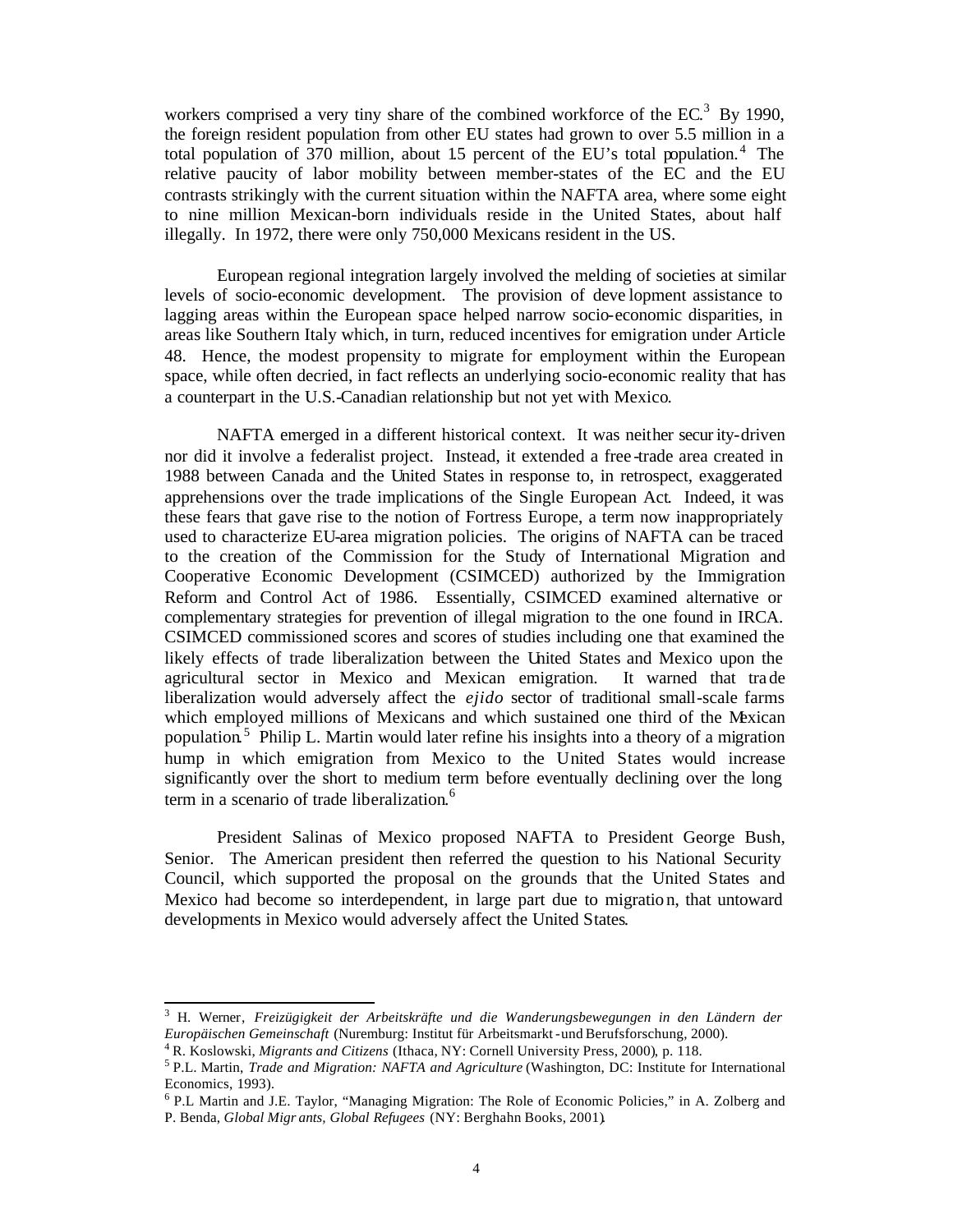workers comprised a very tiny share of the combined workforce of the EC.[3] By 1990, the foreign resident population from other EU states had grown to over 5.5 million in a total population of 370 million, about 1.5 percent of the EU's total population.[4] The relative paucity of labor mobility between member-states of the EC and the EU contrasts strikingly with the current situation within the NAFTA area, where some eight to nine million Mexican-born individuals reside in the United States, about half illegally. In 1972, there were only 750,000 Mexicans resident in the US.

European regional integration largely involved the melding of societies at similar levels of socio-economic development. The provision of development assistance to lagging areas within the European space helped narrow socio-economic disparities, in areas like Southern Italy which, in turn, reduced incentives for emigration under Article 48. Hence, the modest propensity to migrate for employment within the European space, while often decried, in fact reflects an underlying socio-economic reality that has a counterpart in the U.S.-Canadian relationship but not yet with Mexico.

NAFTA emerged in a different historical context. It was neither security-driven nor did it involve a federalist project. Instead, it extended a free-trade area created in 1988 between Canada and the United States in response to, in retrospect, exaggerated apprehensions over the trade implications of the Single European Act. Indeed, it was these fears that gave rise to the notion of Fortress Europe, a term now inappropriately used to characterize EU-area migration policies. The origins of NAFTA can be traced to the creation of the Commission for the Study of International Migration and Cooperative Economic Development (CSIMCED) authorized by the Immigration Reform and Control Act of 1986. Essentially, CSIMCED examined alternative or complementary strategies for prevention of illegal migration to the one found in IRCA. CSIMCED commissioned scores and scores of studies including one that examined the likely effects of trade liberalization between the United States and Mexico upon the agricultural sector in Mexico and Mexican emigration. It warned that trade liberalization would adversely affect the *ejido* sector of traditional small-scale farms which employed millions of Mexicans and which sustained one third of the Mexican population.[5] Philip L. Martin would later refine his insights into a theory of a migration hump in which emigration from Mexico to the United States would increase significantly over the short to medium term before eventually declining over the long term in a scenario of trade liberalization.[6]

President Salinas of Mexico proposed NAFTA to President George Bush, Senior. The American president then referred the question to his National Security Council, which supported the proposal on the grounds that the United States and Mexico had become so interdependent, in large part due to migration, that untoward developments in Mexico would adversely affect the United States.

---

[3] H. Werner, *Freizügigkeit der Arbeitskräfte und die Wanderungsbewegungen in den Ländern der Europäischen Gemeinschaft* (Nuremburg: Institut für Arbeitsmarkt-und Berufsforschung, 2000).

[4] R. Koslowski, *Migrants and Citizens* (Ithaca, NY: Cornell University Press, 2000), p. 118.

[5] P.L. Martin, *Trade and Migration: NAFTA and Agriculture* (Washington, DC: Institute for International Economics, 1993).

[6] P.L Martin and J.E. Taylor, "Managing Migration: The Role of Economic Policies," in A. Zolberg and P. Benda, *Global Migrants, Global Refugees* (NY: Berghahn Books, 2001).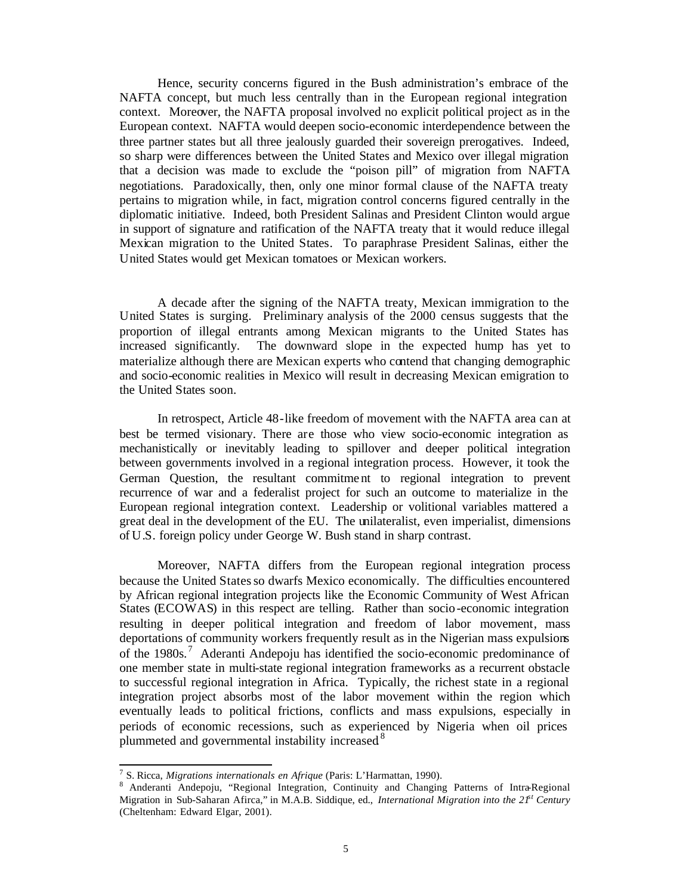Hence, security concerns figured in the Bush administration's embrace of the NAFTA concept, but much less centrally than in the European regional integration context. Moreover, the NAFTA proposal involved no explicit political project as in the European context. NAFTA would deepen socio-economic interdependence between the three partner states but all three jealously guarded their sovereign prerogatives. Indeed, so sharp were differences between the United States and Mexico over illegal migration that a decision was made to exclude the "poison pill" of migration from NAFTA negotiations. Paradoxically, then, only one minor formal clause of the NAFTA treaty pertains to migration while, in fact, migration control concerns figured centrally in the diplomatic initiative. Indeed, both President Salinas and President Clinton would argue in support of signature and ratification of the NAFTA treaty that it would reduce illegal Mexican migration to the United States. To paraphrase President Salinas, either the United States would get Mexican tomatoes or Mexican workers.

A decade after the signing of the NAFTA treaty, Mexican immigration to the United States is surging. Preliminary analysis of the 2000 census suggests that the proportion of illegal entrants among Mexican migrants to the United States has increased significantly. The downward slope in the expected hump has yet to materialize although there are Mexican experts who contend that changing demographic and socio-economic realities in Mexico will result in decreasing Mexican emigration to the United States soon.

In retrospect, Article 48-like freedom of movement with the NAFTA area can at best be termed visionary. There are those who view socio-economic integration as mechanistically or inevitably leading to spillover and deeper political integration between governments involved in a regional integration process. However, it took the German Question, the resultant commitment to regional integration to prevent recurrence of war and a federalist project for such an outcome to materialize in the European regional integration context. Leadership or volitional variables mattered a great deal in the development of the EU. The unilateralist, even imperialist, dimensions of U.S. foreign policy under George W. Bush stand in sharp contrast.

Moreover, NAFTA differs from the European regional integration process because the United States so dwarfs Mexico economically. The difficulties encountered by African regional integration projects like the Economic Community of West African States (ECOWAS) in this respect are telling. Rather than socio-economic integration resulting in deeper political integration and freedom of labor movement, mass deportations of community workers frequently result as in the Nigerian mass expulsions of the 1980s.[7] Aderanti Andepoju has identified the socio-economic predominance of one member state in multi-state regional integration frameworks as a recurrent obstacle to successful regional integration in Africa. Typically, the richest state in a regional integration project absorbs most of the labor movement within the region which eventually leads to political frictions, conflicts and mass expulsions, especially in periods of economic recessions, such as experienced by Nigeria when oil prices plummeted and governmental instability increased[8]

---

[7] S. Ricca, *Migrations internationals en Afrique* (Paris: L'Harmattan, 1990).

[8] Anderanti Andepoju, "Regional Integration, Continuity and Changing Patterns of Intra-Regional Migration in Sub-Saharan Afirca," in M.A.B. Siddique, ed., *International Migration into the 21st Century* (Cheltenham: Edward Elgar, 2001).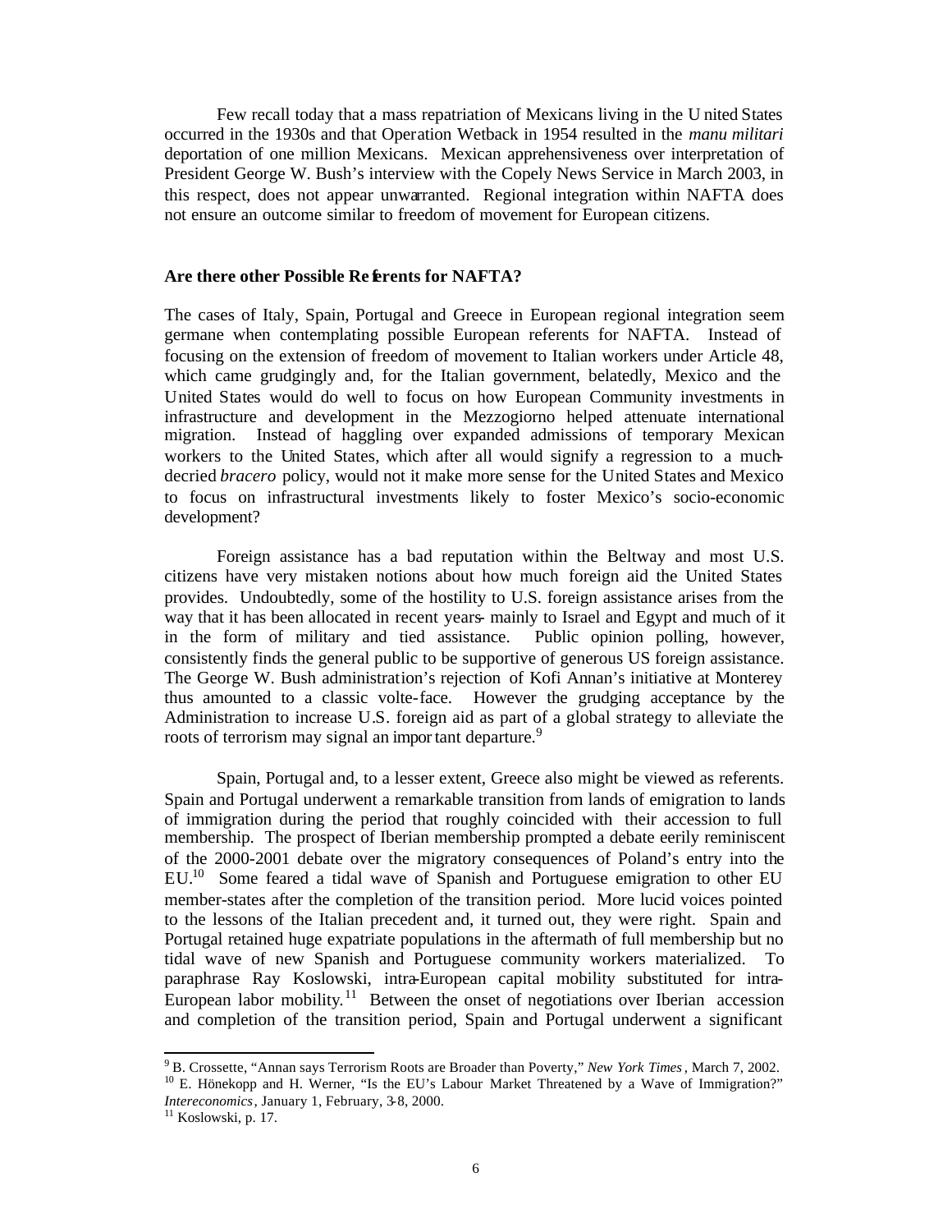Few recall today that a mass repatriation of Mexicans living in the United States occurred in the 1930s and that Operation Wetback in 1954 resulted in the *manu militari* deportation of one million Mexicans. Mexican apprehensiveness over interpretation of President George W. Bush's interview with the Copely News Service in March 2003, in this respect, does not appear unwarranted. Regional integration within NAFTA does not ensure an outcome similar to freedom of movement for European citizens.

**Are there other Possible Referents for NAFTA?**

The cases of Italy, Spain, Portugal and Greece in European regional integration seem germane when contemplating possible European referents for NAFTA. Instead of focusing on the extension of freedom of movement to Italian workers under Article 48, which came grudgingly and, for the Italian government, belatedly, Mexico and the United States would do well to focus on how European Community investments in infrastructure and development in the Mezzogiorno helped attenuate international migration. Instead of haggling over expanded admissions of temporary Mexican workers to the United States, which after all would signify a regression to a much-decried *bracero* policy, would not it make more sense for the United States and Mexico to focus on infrastructural investments likely to foster Mexico's socio-economic development?

Foreign assistance has a bad reputation within the Beltway and most U.S. citizens have very mistaken notions about how much foreign aid the United States provides. Undoubtedly, some of the hostility to U.S. foreign assistance arises from the way that it has been allocated in recent years- mainly to Israel and Egypt and much of it in the form of military and tied assistance. Public opinion polling, however, consistently finds the general public to be supportive of generous US foreign assistance. The George W. Bush administration's rejection of Kofi Annan's initiative at Monterey thus amounted to a classic volte-face. However the grudging acceptance by the Administration to increase U.S. foreign aid as part of a global strategy to alleviate the roots of terrorism may signal an important departure.[9]

Spain, Portugal and, to a lesser extent, Greece also might be viewed as referents. Spain and Portugal underwent a remarkable transition from lands of emigration to lands of immigration during the period that roughly coincided with their accession to full membership. The prospect of Iberian membership prompted a debate eerily reminiscent of the 2000-2001 debate over the migratory consequences of Poland's entry into the EU.[10] Some feared a tidal wave of Spanish and Portuguese emigration to other EU member-states after the completion of the transition period. More lucid voices pointed to the lessons of the Italian precedent and, it turned out, they were right. Spain and Portugal retained huge expatriate populations in the aftermath of full membership but no tidal wave of new Spanish and Portuguese community workers materialized. To paraphrase Ray Koslowski, intra-European capital mobility substituted for intra-European labor mobility.[11] Between the onset of negotiations over Iberian accession and completion of the transition period, Spain and Portugal underwent a significant

---

[9] B. Crossette, "Annan says Terrorism Roots are Broader than Poverty," *New York Times*, March 7, 2002.

[10] E. Hönekopp and H. Werner, "Is the EU's Labour Market Threatened by a Wave of Immigration?" *Intereconomics*, January 1, February, 3-8, 2000.

[11] Koslowski, p. 17.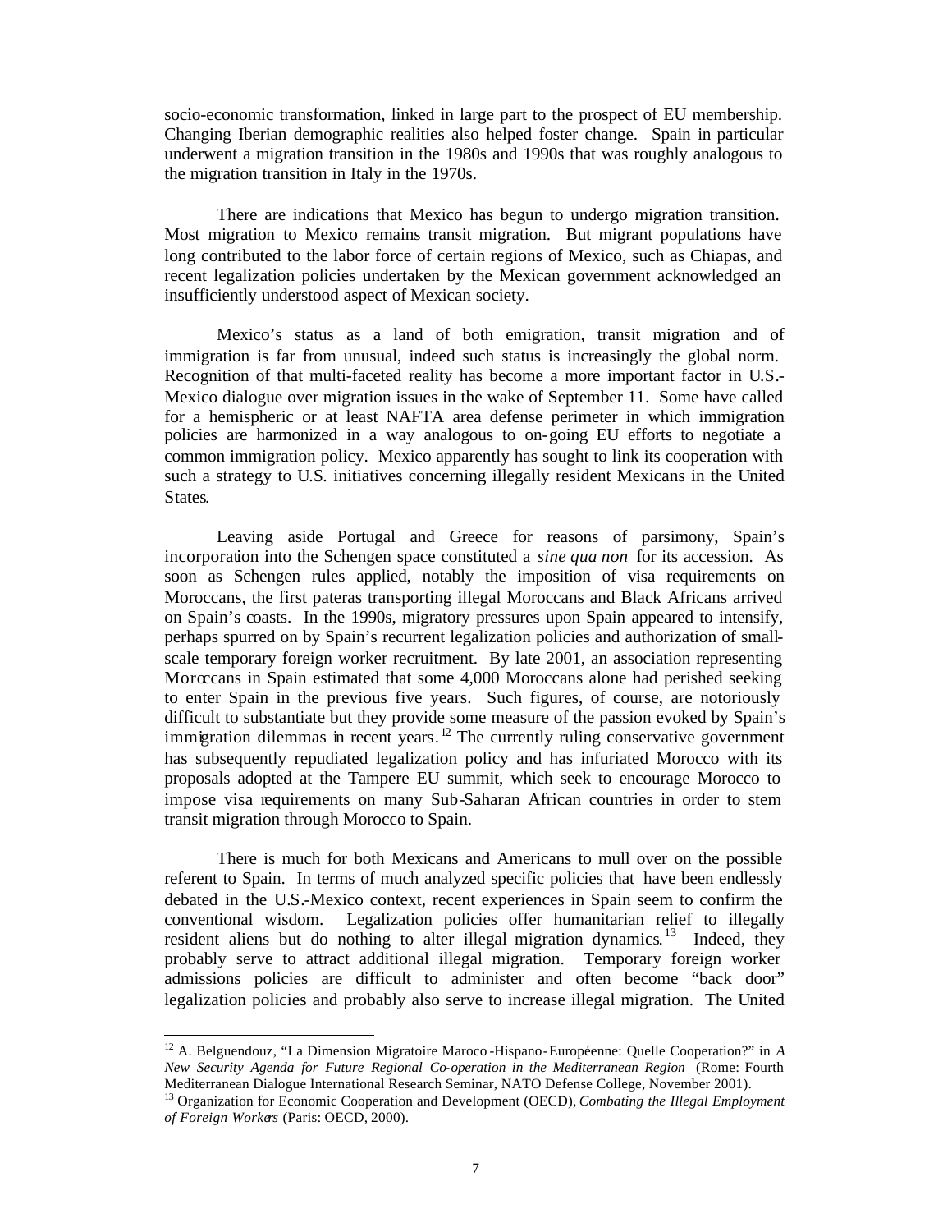socio-economic transformation, linked in large part to the prospect of EU membership. Changing Iberian demographic realities also helped foster change. Spain in particular underwent a migration transition in the 1980s and 1990s that was roughly analogous to the migration transition in Italy in the 1970s.

There are indications that Mexico has begun to undergo migration transition. Most migration to Mexico remains transit migration. But migrant populations have long contributed to the labor force of certain regions of Mexico, such as Chiapas, and recent legalization policies undertaken by the Mexican government acknowledged an insufficiently understood aspect of Mexican society.

Mexico's status as a land of both emigration, transit migration and of immigration is far from unusual, indeed such status is increasingly the global norm. Recognition of that multi-faceted reality has become a more important factor in U.S.-Mexico dialogue over migration issues in the wake of September 11. Some have called for a hemispheric or at least NAFTA area defense perimeter in which immigration policies are harmonized in a way analogous to on-going EU efforts to negotiate a common immigration policy. Mexico apparently has sought to link its cooperation with such a strategy to U.S. initiatives concerning illegally resident Mexicans in the United States.

Leaving aside Portugal and Greece for reasons of parsimony, Spain's incorporation into the Schengen space constituted a *sine qua non* for its accession. As soon as Schengen rules applied, notably the imposition of visa requirements on Moroccans, the first pateras transporting illegal Moroccans and Black Africans arrived on Spain's coasts. In the 1990s, migratory pressures upon Spain appeared to intensify, perhaps spurred on by Spain's recurrent legalization policies and authorization of small-scale temporary foreign worker recruitment. By late 2001, an association representing Moroccans in Spain estimated that some 4,000 Moroccans alone had perished seeking to enter Spain in the previous five years. Such figures, of course, are notoriously difficult to substantiate but they provide some measure of the passion evoked by Spain's immigration dilemmas in recent years.[12] The currently ruling conservative government has subsequently repudiated legalization policy and has infuriated Morocco with its proposals adopted at the Tampere EU summit, which seek to encourage Morocco to impose visa requirements on many Sub-Saharan African countries in order to stem transit migration through Morocco to Spain.

There is much for both Mexicans and Americans to mull over on the possible referent to Spain. In terms of much analyzed specific policies that have been endlessly debated in the U.S.-Mexico context, recent experiences in Spain seem to confirm the conventional wisdom. Legalization policies offer humanitarian relief to illegally resident aliens but do nothing to alter illegal migration dynamics.[13] Indeed, they probably serve to attract additional illegal migration. Temporary foreign worker admissions policies are difficult to administer and often become "back door" legalization policies and probably also serve to increase illegal migration. The United

---

[12] A. Belguendouz, "La Dimension Migratoire Maroco-Hispano-Européenne: Quelle Cooperation?" in *A New Security Agenda for Future Regional Co-operation in the Mediterranean Region* (Rome: Fourth Mediterranean Dialogue International Research Seminar, NATO Defense College, November 2001).

[13] Organization for Economic Cooperation and Development (OECD), *Combating the Illegal Employment of Foreign Workers* (Paris: OECD, 2000).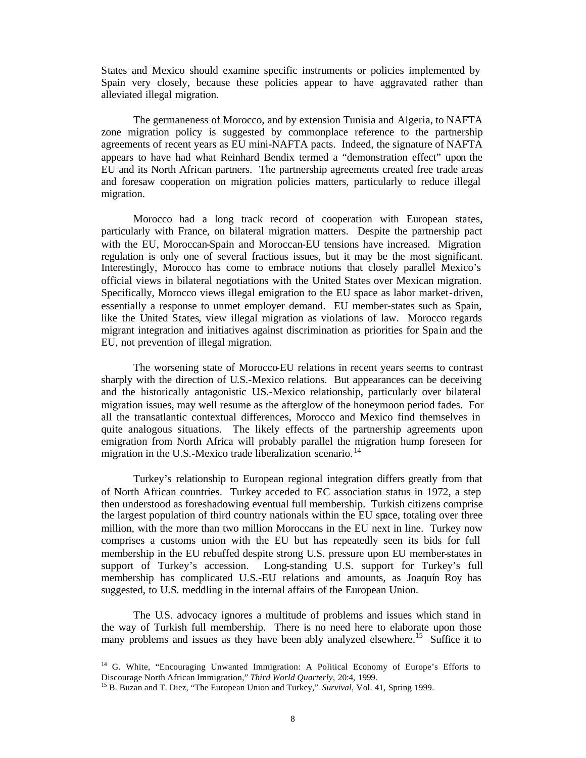States and Mexico should examine specific instruments or policies implemented by Spain very closely, because these policies appear to have aggravated rather than alleviated illegal migration.

The germaneness of Morocco, and by extension Tunisia and Algeria, to NAFTA zone migration policy is suggested by commonplace reference to the partnership agreements of recent years as EU mini-NAFTA pacts. Indeed, the signature of NAFTA appears to have had what Reinhard Bendix termed a "demonstration effect" upon the EU and its North African partners. The partnership agreements created free trade areas and foresaw cooperation on migration policies matters, particularly to reduce illegal migration.

Morocco had a long track record of cooperation with European states, particularly with France, on bilateral migration matters. Despite the partnership pact with the EU, Moroccan-Spain and Moroccan-EU tensions have increased. Migration regulation is only one of several fractious issues, but it may be the most significant. Interestingly, Morocco has come to embrace notions that closely parallel Mexico's official views in bilateral negotiations with the United States over Mexican migration. Specifically, Morocco views illegal emigration to the EU space as labor market-driven, essentially a response to unmet employer demand. EU member-states such as Spain, like the United States, view illegal migration as violations of law. Morocco regards migrant integration and initiatives against discrimination as priorities for Spain and the EU, not prevention of illegal migration.

The worsening state of Morocco-EU relations in recent years seems to contrast sharply with the direction of U.S.-Mexico relations. But appearances can be deceiving and the historically antagonistic U.S.-Mexico relationship, particularly over bilateral migration issues, may well resume as the afterglow of the honeymoon period fades. For all the transatlantic contextual differences, Morocco and Mexico find themselves in quite analogous situations. The likely effects of the partnership agreements upon emigration from North Africa will probably parallel the migration hump foreseen for migration in the U.S.-Mexico trade liberalization scenario.[14]

Turkey's relationship to European regional integration differs greatly from that of North African countries. Turkey acceded to EC association status in 1972, a step then understood as foreshadowing eventual full membership. Turkish citizens comprise the largest population of third country nationals within the EU space, totaling over three million, with the more than two million Moroccans in the EU next in line. Turkey now comprises a customs union with the EU but has repeatedly seen its bids for full membership in the EU rebuffed despite strong U.S. pressure upon EU member-states in support of Turkey's accession. Long-standing U.S. support for Turkey's full membership has complicated U.S.-EU relations and amounts, as Joaquín Roy has suggested, to U.S. meddling in the internal affairs of the European Union.

The U.S. advocacy ignores a multitude of problems and issues which stand in the way of Turkish full membership. There is no need here to elaborate upon those many problems and issues as they have been ably analyzed elsewhere.[15] Suffice it to

---

[14] G. White, "Encouraging Unwanted Immigration: A Political Economy of Europe's Efforts to Discourage North African Immigration," *Third World Quarterly*, 20:4, 1999.

[15] B. Buzan and T. Diez, "The European Union and Turkey," *Survival*, Vol. 41, Spring 1999.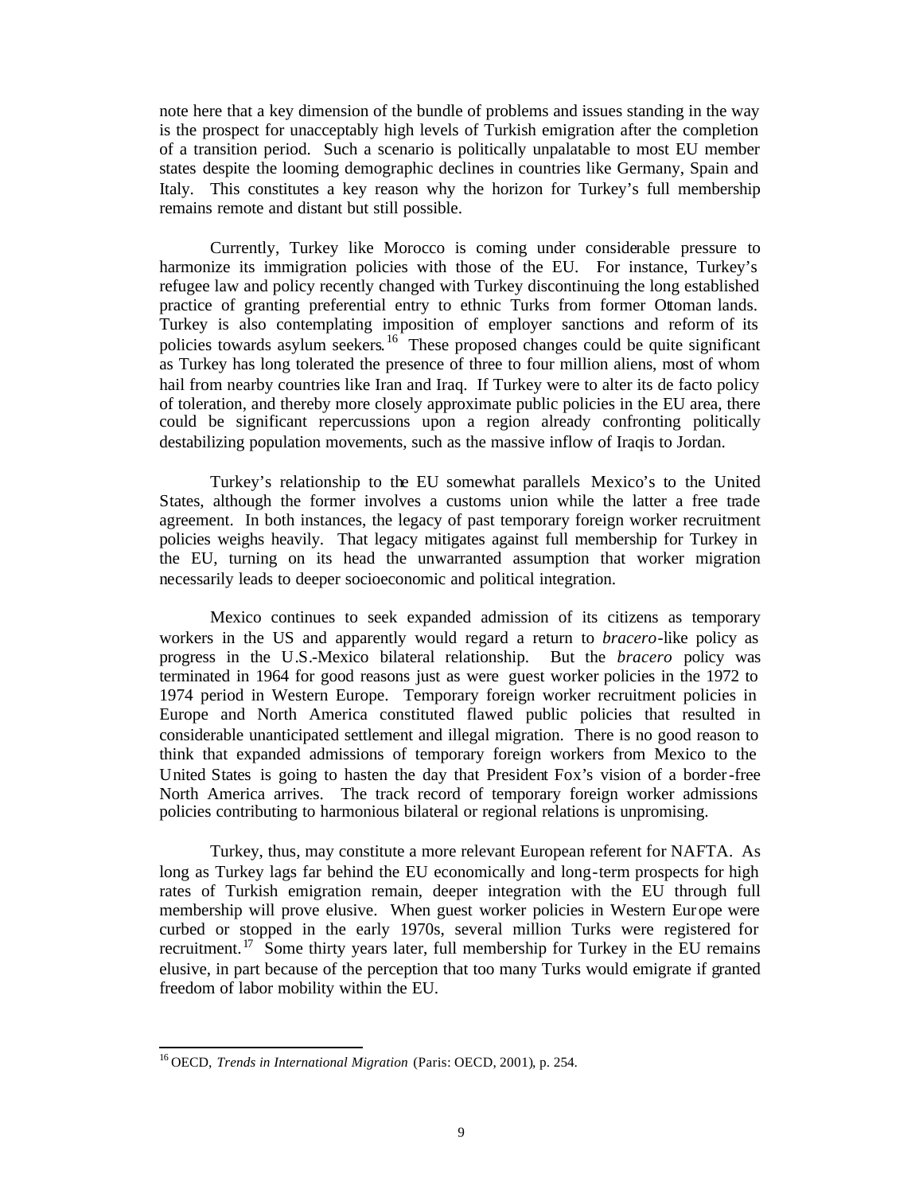note here that a key dimension of the bundle of problems and issues standing in the way is the prospect for unacceptably high levels of Turkish emigration after the completion of a transition period. Such a scenario is politically unpalatable to most EU member states despite the looming demographic declines in countries like Germany, Spain and Italy. This constitutes a key reason why the horizon for Turkey's full membership remains remote and distant but still possible.

Currently, Turkey like Morocco is coming under considerable pressure to harmonize its immigration policies with those of the EU. For instance, Turkey's refugee law and policy recently changed with Turkey discontinuing the long established practice of granting preferential entry to ethnic Turks from former Ottoman lands. Turkey is also contemplating imposition of employer sanctions and reform of its policies towards asylum seekers.[16] These proposed changes could be quite significant as Turkey has long tolerated the presence of three to four million aliens, most of whom hail from nearby countries like Iran and Iraq. If Turkey were to alter its de facto policy of toleration, and thereby more closely approximate public policies in the EU area, there could be significant repercussions upon a region already confronting politically destabilizing population movements, such as the massive inflow of Iraqis to Jordan.

Turkey's relationship to the EU somewhat parallels Mexico's to the United States, although the former involves a customs union while the latter a free trade agreement. In both instances, the legacy of past temporary foreign worker recruitment policies weighs heavily. That legacy mitigates against full membership for Turkey in the EU, turning on its head the unwarranted assumption that worker migration necessarily leads to deeper socioeconomic and political integration.

Mexico continues to seek expanded admission of its citizens as temporary workers in the US and apparently would regard a return to *bracero*-like policy as progress in the U.S.-Mexico bilateral relationship. But the *bracero* policy was terminated in 1964 for good reasons just as were guest worker policies in the 1972 to 1974 period in Western Europe. Temporary foreign worker recruitment policies in Europe and North America constituted flawed public policies that resulted in considerable unanticipated settlement and illegal migration. There is no good reason to think that expanded admissions of temporary foreign workers from Mexico to the United States is going to hasten the day that President Fox's vision of a border-free North America arrives. The track record of temporary foreign worker admissions policies contributing to harmonious bilateral or regional relations is unpromising.

Turkey, thus, may constitute a more relevant European referent for NAFTA. As long as Turkey lags far behind the EU economically and long-term prospects for high rates of Turkish emigration remain, deeper integration with the EU through full membership will prove elusive. When guest worker policies in Western Europe were curbed or stopped in the early 1970s, several million Turks were registered for recruitment.[17] Some thirty years later, full membership for Turkey in the EU remains elusive, in part because of the perception that too many Turks would emigrate if granted freedom of labor mobility within the EU.

---

[16] OECD, *Trends in International Migration* (Paris: OECD, 2001), p. 254.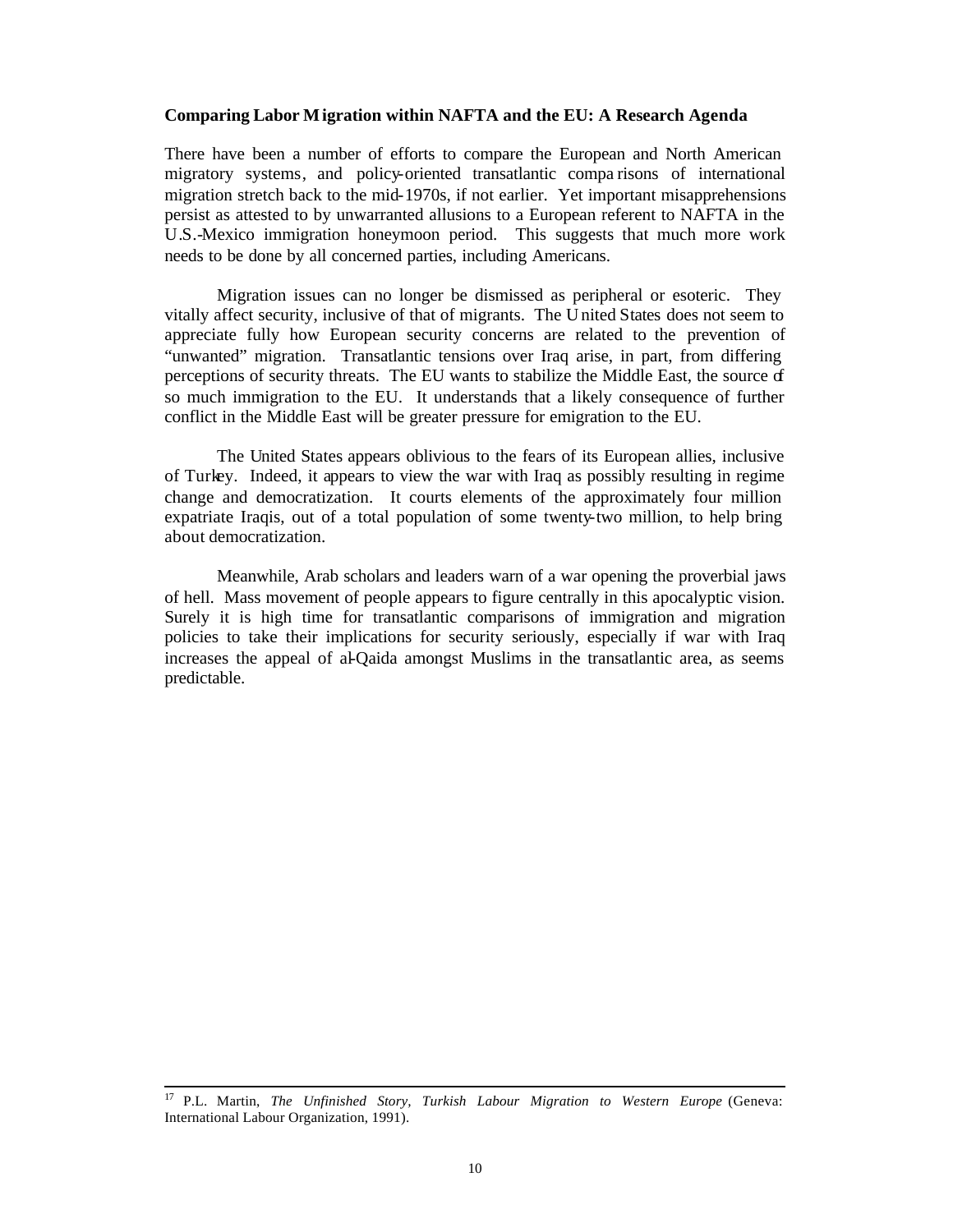**Comparing Labor Migration within NAFTA and the EU: A Research Agenda**

There have been a number of efforts to compare the European and North American migratory systems, and policy-oriented transatlantic comparisons of international migration stretch back to the mid-1970s, if not earlier. Yet important misapprehensions persist as attested to by unwarranted allusions to a European referent to NAFTA in the U.S.-Mexico immigration honeymoon period. This suggests that much more work needs to be done by all concerned parties, including Americans.

Migration issues can no longer be dismissed as peripheral or esoteric. They vitally affect security, inclusive of that of migrants. The United States does not seem to appreciate fully how European security concerns are related to the prevention of "unwanted" migration. Transatlantic tensions over Iraq arise, in part, from differing perceptions of security threats. The EU wants to stabilize the Middle East, the source of so much immigration to the EU. It understands that a likely consequence of further conflict in the Middle East will be greater pressure for emigration to the EU.

The United States appears oblivious to the fears of its European allies, inclusive of Turkey. Indeed, it appears to view the war with Iraq as possibly resulting in regime change and democratization. It courts elements of the approximately four million expatriate Iraqis, out of a total population of some twenty-two million, to help bring about democratization.

Meanwhile, Arab scholars and leaders warn of a war opening the proverbial jaws of hell. Mass movement of people appears to figure centrally in this apocalyptic vision. Surely it is high time for transatlantic comparisons of immigration and migration policies to take their implications for security seriously, especially if war with Iraq increases the appeal of al-Qaida amongst Muslims in the transatlantic area, as seems predictable.

---

[17] P.L. Martin, *The Unfinished Story, Turkish Labour Migration to Western Europe* (Geneva: International Labour Organization, 1991).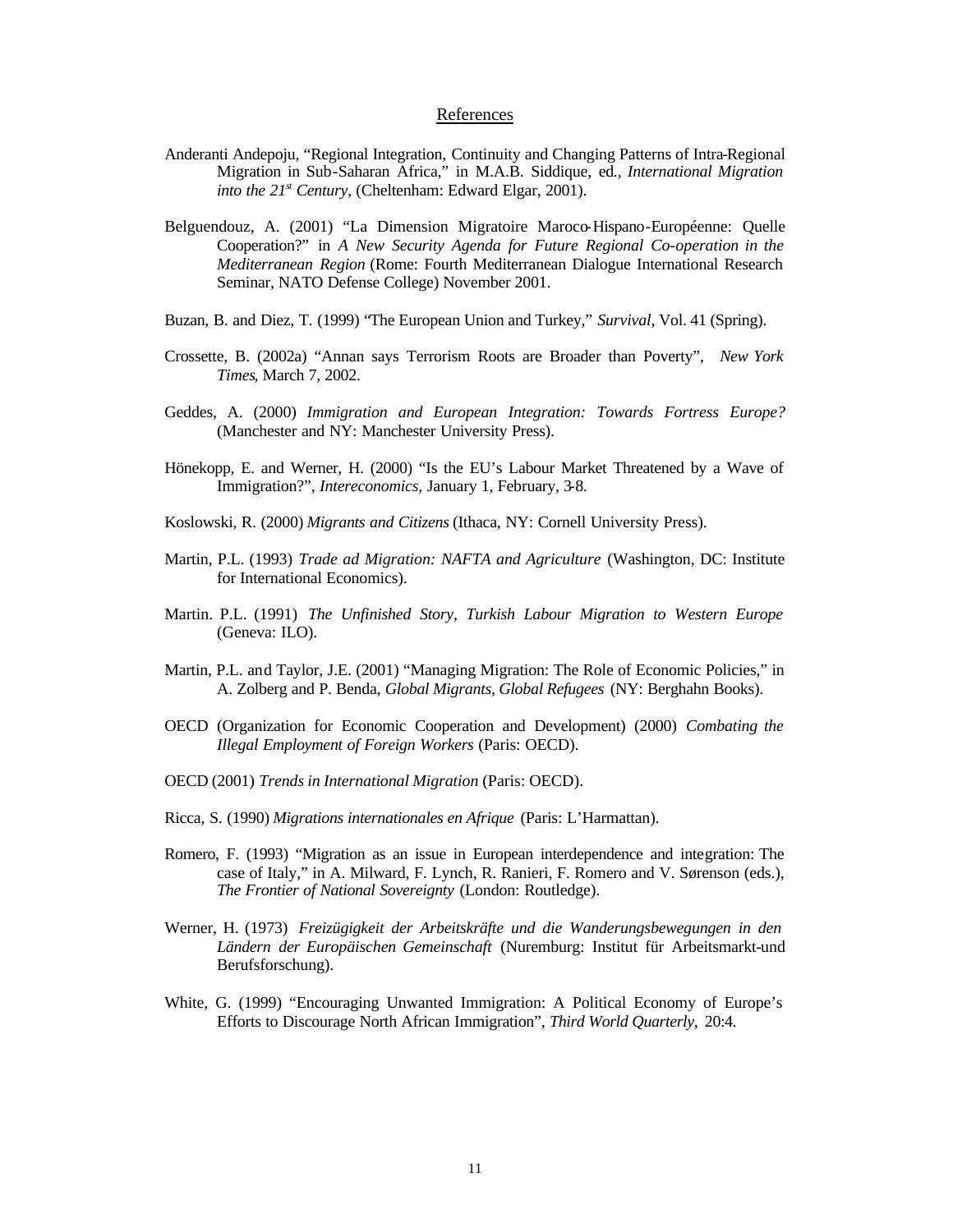## References

Anderanti Andepoju, "Regional Integration, Continuity and Changing Patterns of Intra-Regional Migration in Sub-Saharan Africa," in M.A.B. Siddique, ed., *International Migration into the 21st Century*, (Cheltenham: Edward Elgar, 2001).

Belguendouz, A. (2001) "La Dimension Migratoire Maroco-Hispano-Européenne: Quelle Cooperation?" in *A New Security Agenda for Future Regional Co-operation in the Mediterranean Region* (Rome: Fourth Mediterranean Dialogue International Research Seminar, NATO Defense College) November 2001.

Buzan, B. and Diez, T. (1999) "The European Union and Turkey," *Survival*, Vol. 41 (Spring).

Crossette, B. (2002a) "Annan says Terrorism Roots are Broader than Poverty", *New York Times*, March 7, 2002.

Geddes, A. (2000) *Immigration and European Integration: Towards Fortress Europe?* (Manchester and NY: Manchester University Press).

Hönekopp, E. and Werner, H. (2000) "Is the EU's Labour Market Threatened by a Wave of Immigration?", *Intereconomics*, January 1, February, 3-8.

Koslowski, R. (2000) *Migrants and Citizens* (Ithaca, NY: Cornell University Press).

Martin, P.L. (1993) *Trade ad Migration: NAFTA and Agriculture* (Washington, DC: Institute for International Economics).

Martin. P.L. (1991) *The Unfinished Story, Turkish Labour Migration to Western Europe* (Geneva: ILO).

Martin, P.L. and Taylor, J.E. (2001) "Managing Migration: The Role of Economic Policies," in A. Zolberg and P. Benda, *Global Migrants, Global Refugees* (NY: Berghahn Books).

OECD (Organization for Economic Cooperation and Development) (2000) *Combating the Illegal Employment of Foreign Workers* (Paris: OECD).

OECD (2001) *Trends in International Migration* (Paris: OECD).

Ricca, S. (1990) *Migrations internationales en Afrique* (Paris: L'Harmattan).

Romero, F. (1993) "Migration as an issue in European interdependence and integration: The case of Italy," in A. Milward, F. Lynch, R. Ranieri, F. Romero and V. Sørenson (eds.), *The Frontier of National Sovereignty* (London: Routledge).

Werner, H. (1973) *Freizügigkeit der Arbeitskräfte und die Wanderungsbewegungen in den Ländern der Europäischen Gemeinschaft* (Nuremburg: Institut für Arbeitsmarkt-und Berufsforschung).

White, G. (1999) "Encouraging Unwanted Immigration: A Political Economy of Europe's Efforts to Discourage North African Immigration", *Third World Quarterly,* 20:4.